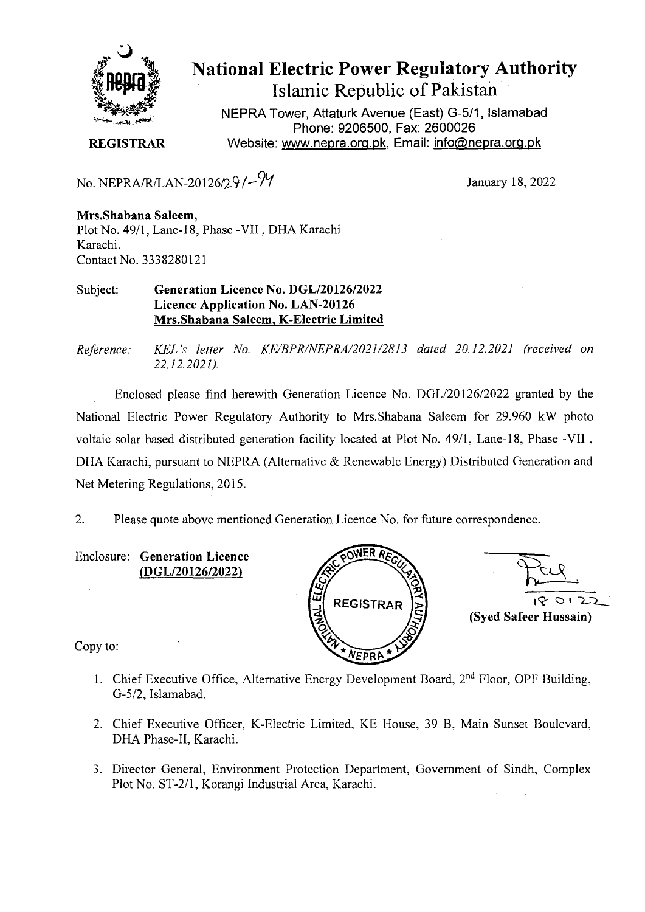# National Electric Power Regulatory Authority
## Islamic Republic of Pakistan

NEPRA Tower, Attaturk Avenue (East) G-5/1, Islamabad
Phone: 9206500, Fax: 2600026
Website: www.nepra.org.pk, Email: info@nepra.org.pk

**REGISTRAR**

No. NEPRA/R/LAN-20126/29/-94

January 18, 2022

**Mrs.Shabana Saleem,**
Plot No. 49/1, Lane-18, Phase -VII , DHA Karachi
Karachi.
Contact No. 3338280121

Subject: **Generation Licence No. DGL/20126/2022**
**Licence Application No. LAN-20126**
**Mrs.Shabana Saleem, K-Electric Limited**

*Reference: KEL's letter No. KE/BPR/NEPRA/2021/2813 dated 20.12.2021 (received on 22.12.2021).*

Enclosed please find herewith Generation Licence No. DGL/20126/2022 granted by the National Electric Power Regulatory Authority to Mrs.Shabana Saleem for 29.960 kW photo voltaic solar based distributed generation facility located at Plot No. 49/1, Lane-18, Phase -VII , DHA Karachi, pursuant to NEPRA (Alternative & Renewable Energy) Distributed Generation and Net Metering Regulations, 2015.

2. Please quote above mentioned Generation Licence No. for future correspondence.

Enclosure: **Generation Licence**
**(DGL/20126/2022)**

18 01 22
**(Syed Safeer Hussain)**

Copy to:

1. Chief Executive Office, Alternative Energy Development Board, 2nd Floor, OPF Building, G-5/2, Islamabad.
2. Chief Executive Officer, K-Electric Limited, KE House, 39 B, Main Sunset Boulevard, DHA Phase-II, Karachi.
3. Director General, Environment Protection Department, Government of Sindh, Complex Plot No. ST-2/1, Korangi Industrial Area, Karachi.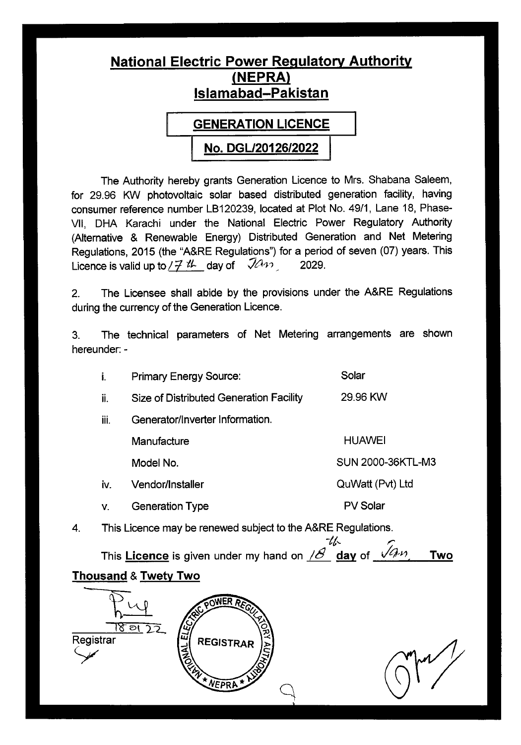# National Electric Power Regulatory Authority (NEPRA) Islamabad–Pakistan

## GENERATION LICENCE

## No. DGL/20126/2022

The Authority hereby grants Generation Licence to Mrs. Shabana Saleem, for 29.96 KW photovoltaic solar based distributed generation facility, having consumer reference number LB120239, located at Plot No. 49/1, Lane 18, Phase-VII, DHA Karachi under the National Electric Power Regulatory Authority (Alternative & Renewable Energy) Distributed Generation and Net Metering Regulations, 2015 (the "A&RE Regulations") for a period of seven (07) years. This Licence is valid up to 17th day of Jan 2029.

2. The Licensee shall abide by the provisions under the A&RE Regulations during the currency of the Generation Licence.

3. The technical parameters of Net Metering arrangements are shown hereunder: -

| | | |
|---|---|---|
| i. | Primary Energy Source: | Solar |
| ii. | Size of Distributed Generation Facility | 29.96 KW |
| iii. | Generator/Inverter Information. | |
| | Manufacture | HUAWEI |
| | Model No. | SUN 2000-36KTL-M3 |
| iv. | Vendor/Installer | QuWatt (Pvt) Ltd |
| v. | Generation Type | PV Solar |

4. This Licence may be renewed subject to the A&RE Regulations.

This **Licence** is given under my hand on 18th **day** of Jan **Two Thousand** & **Twety Two**

18 01 22

Registrar

REGISTRAR

NATIONAL ELECTRIC POWER REGULATORY AUTHORITY ★ NEPRA ★